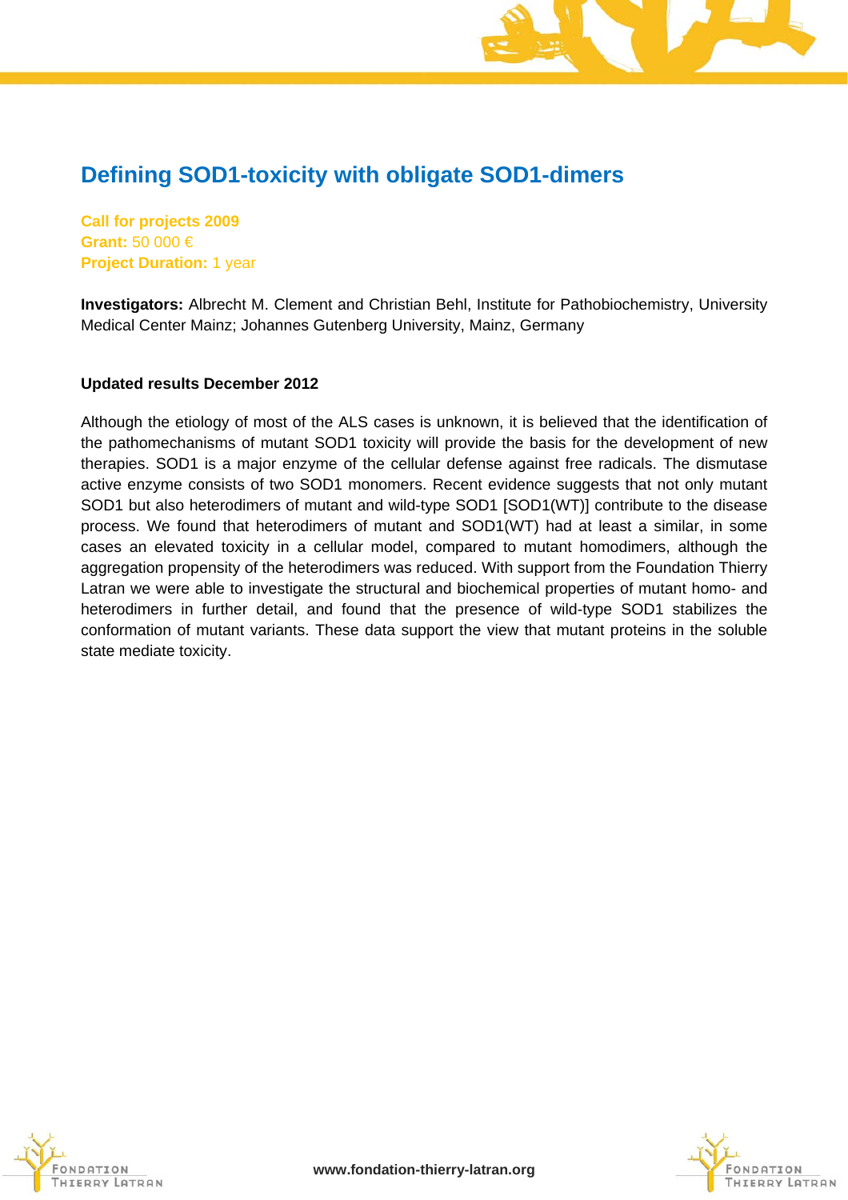# Defining SOD1-toxicity with obligate SOD1-dimers

**Call for projects 2009**
**Grant:** 50 000 €
**Project Duration:** 1 year

**Investigators:** Albrecht M. Clement and Christian Behl, Institute for Pathobiochemistry, University Medical Center Mainz; Johannes Gutenberg University, Mainz, Germany

**Updated results December 2012**

Although the etiology of most of the ALS cases is unknown, it is believed that the identification of the pathomechanisms of mutant SOD1 toxicity will provide the basis for the development of new therapies. SOD1 is a major enzyme of the cellular defense against free radicals. The dismutase active enzyme consists of two SOD1 monomers. Recent evidence suggests that not only mutant SOD1 but also heterodimers of mutant and wild-type SOD1 [SOD1(WT)] contribute to the disease process. We found that heterodimers of mutant and SOD1(WT) had at least a similar, in some cases an elevated toxicity in a cellular model, compared to mutant homodimers, although the aggregation propensity of the heterodimers was reduced. With support from the Foundation Thierry Latran we were able to investigate the structural and biochemical properties of mutant homo- and heterodimers in further detail, and found that the presence of wild-type SOD1 stabilizes the conformation of mutant variants. These data support the view that mutant proteins in the soluble state mediate toxicity.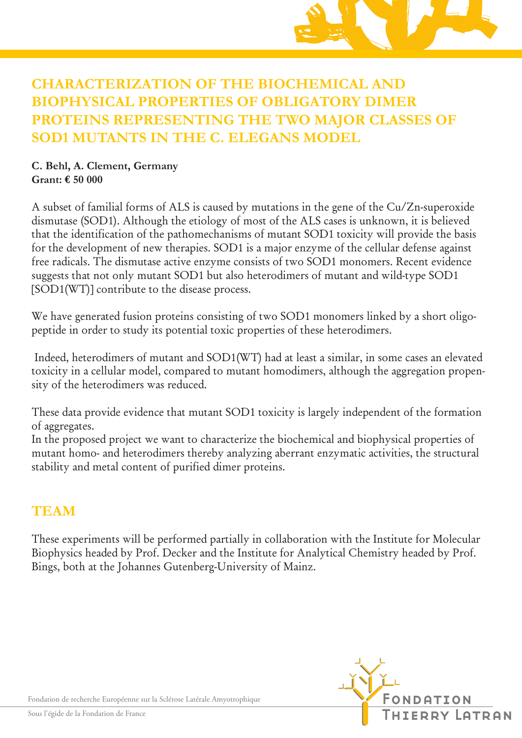# CHARACTERIZATION OF THE BIOCHEMICAL AND BIOPHYSICAL PROPERTIES OF OBLIGATORY DIMER PROTEINS REPRESENTING THE TWO MAJOR CLASSES OF SOD1 MUTANTS IN THE C. ELEGANS MODEL

**C. Behl, A. Clement, Germany**
**Grant: € 50 000**

A subset of familial forms of ALS is caused by mutations in the gene of the Cu/Zn-superoxide dismutase (SOD1). Although the etiology of most of the ALS cases is unknown, it is believed that the identification of the pathomechanisms of mutant SOD1 toxicity will provide the basis for the development of new therapies. SOD1 is a major enzyme of the cellular defense against free radicals. The dismutase active enzyme consists of two SOD1 monomers. Recent evidence suggests that not only mutant SOD1 but also heterodimers of mutant and wild-type SOD1 [SOD1(WT)] contribute to the disease process.

We have generated fusion proteins consisting of two SOD1 monomers linked by a short oligo-peptide in order to study its potential toxic properties of these heterodimers.

Indeed, heterodimers of mutant and SOD1(WT) had at least a similar, in some cases an elevated toxicity in a cellular model, compared to mutant homodimers, although the aggregation propensity of the heterodimers was reduced.

These data provide evidence that mutant SOD1 toxicity is largely independent of the formation of aggregates.
In the proposed project we want to characterize the biochemical and biophysical properties of mutant homo- and heterodimers thereby analyzing aberrant enzymatic activities, the structural stability and metal content of purified dimer proteins.

## TEAM

These experiments will be performed partially in collaboration with the Institute for Molecular Biophysics headed by Prof. Decker and the Institute for Analytical Chemistry headed by Prof. Bings, both at the Johannes Gutenberg-University of Mainz.